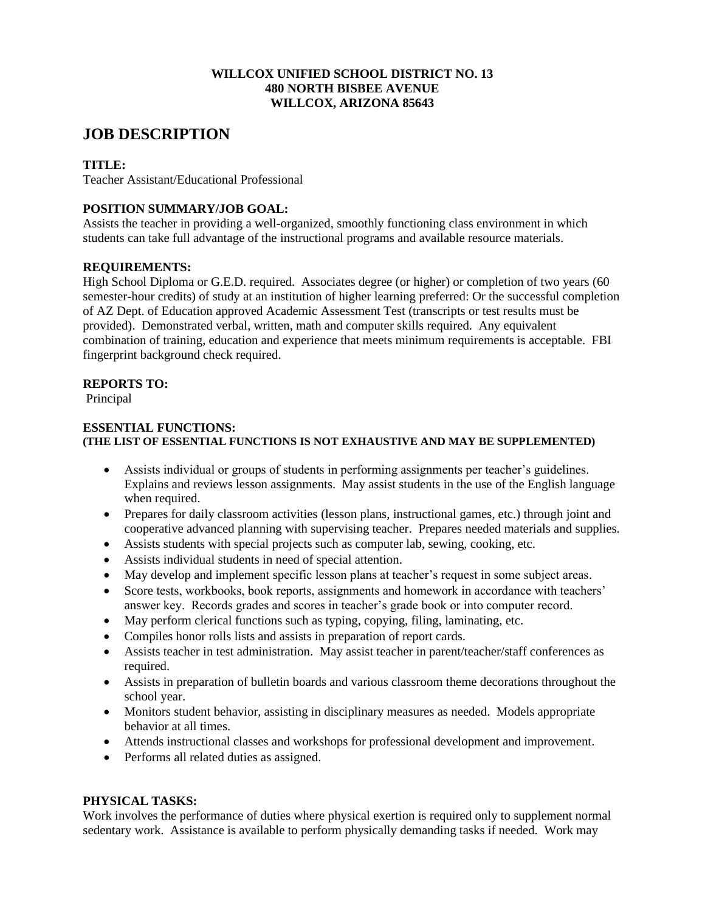**WILLCOX UNIFIED SCHOOL DISTRICT NO. 13**
**480 NORTH BISBEE AVENUE**
**WILLCOX, ARIZONA 85643**

# JOB DESCRIPTION

**TITLE:**
Teacher Assistant/Educational Professional

**POSITION SUMMARY/JOB GOAL:**
Assists the teacher in providing a well-organized, smoothly functioning class environment in which students can take full advantage of the instructional programs and available resource materials.

**REQUIREMENTS:**
High School Diploma or G.E.D. required. Associates degree (or higher) or completion of two years (60 semester-hour credits) of study at an institution of higher learning preferred: Or the successful completion of AZ Dept. of Education approved Academic Assessment Test (transcripts or test results must be provided). Demonstrated verbal, written, math and computer skills required. Any equivalent combination of training, education and experience that meets minimum requirements is acceptable. FBI fingerprint background check required.

**REPORTS TO:**
Principal

**ESSENTIAL FUNCTIONS:**
**(THE LIST OF ESSENTIAL FUNCTIONS IS NOT EXHAUSTIVE AND MAY BE SUPPLEMENTED)**

- Assists individual or groups of students in performing assignments per teacher's guidelines. Explains and reviews lesson assignments. May assist students in the use of the English language when required.
- Prepares for daily classroom activities (lesson plans, instructional games, etc.) through joint and cooperative advanced planning with supervising teacher. Prepares needed materials and supplies.
- Assists students with special projects such as computer lab, sewing, cooking, etc.
- Assists individual students in need of special attention.
- May develop and implement specific lesson plans at teacher's request in some subject areas.
- Score tests, workbooks, book reports, assignments and homework in accordance with teachers' answer key. Records grades and scores in teacher's grade book or into computer record.
- May perform clerical functions such as typing, copying, filing, laminating, etc.
- Compiles honor rolls lists and assists in preparation of report cards.
- Assists teacher in test administration. May assist teacher in parent/teacher/staff conferences as required.
- Assists in preparation of bulletin boards and various classroom theme decorations throughout the school year.
- Monitors student behavior, assisting in disciplinary measures as needed. Models appropriate behavior at all times.
- Attends instructional classes and workshops for professional development and improvement.
- Performs all related duties as assigned.

**PHYSICAL TASKS:**
Work involves the performance of duties where physical exertion is required only to supplement normal sedentary work. Assistance is available to perform physically demanding tasks if needed. Work may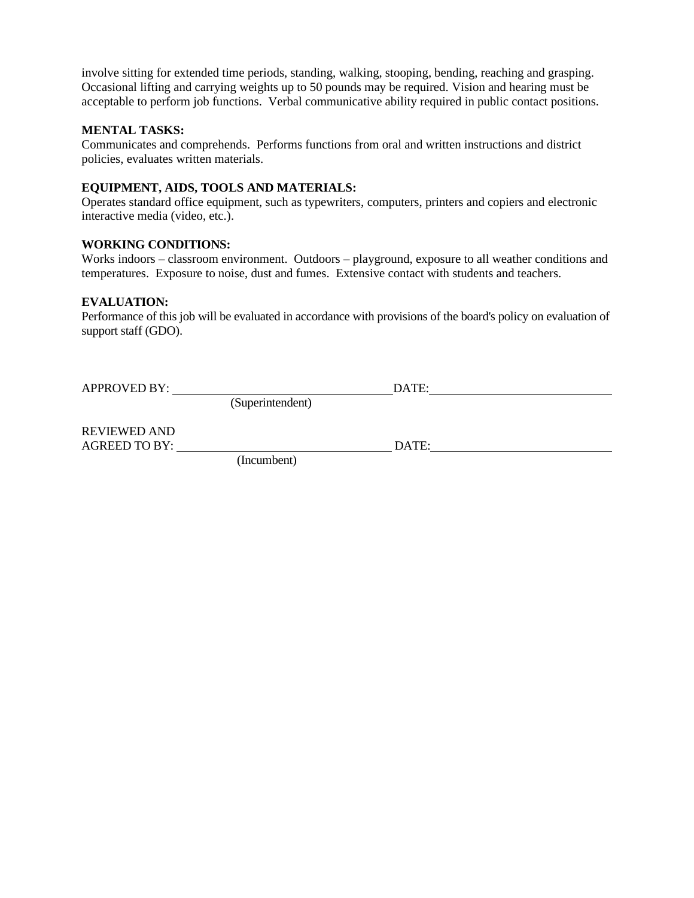involve sitting for extended time periods, standing, walking, stooping, bending, reaching and grasping. Occasional lifting and carrying weights up to 50 pounds may be required. Vision and hearing must be acceptable to perform job functions. Verbal communicative ability required in public contact positions.

**MENTAL TASKS:**
Communicates and comprehends. Performs functions from oral and written instructions and district policies, evaluates written materials.

**EQUIPMENT, AIDS, TOOLS AND MATERIALS:**
Operates standard office equipment, such as typewriters, computers, printers and copiers and electronic interactive media (video, etc.).

**WORKING CONDITIONS:**
Works indoors – classroom environment. Outdoors – playground, exposure to all weather conditions and temperatures. Exposure to noise, dust and fumes. Extensive contact with students and teachers.

**EVALUATION:**
Performance of this job will be evaluated in accordance with provisions of the board's policy on evaluation of support staff (GDO).

APPROVED BY: ________________________________ DATE: ____________________________
(Superintendent)

REVIEWED AND
AGREED TO BY: ________________________________ DATE: ____________________________
(Incumbent)